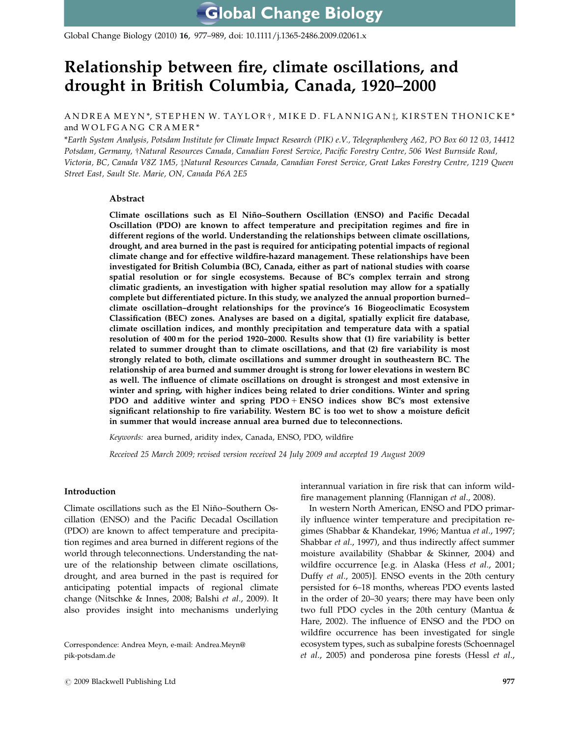# Relationship between fire, climate oscillations, and drought in British Columbia, Canada, 1920–2000

ANDREA MEYN*, STEPHEN W. TAYLOR†, MIKE D. FLANNIGAN‡, KIRSTEN THONICKE* and WOLFGANG CRAMER*

*Earth System Analysis, Potsdam Institute for Climate Impact Research (PIK) e.V., Telegraphenberg A62, PO Box 60 12 03, 14412 Potsdam, Germany, †Natural Resources Canada, Canadian Forest Service, Pacific Forestry Centre, 506 West Burnside Road, Victoria, BC, Canada V8Z 1M5, ‡Natural Resources Canada, Canadian Forest Service, Great Lakes Forestry Centre, 1219 Queen Street East, Sault Ste. Marie, ON, Canada P6A 2E5*

## Abstract

**Climate oscillations such as El Niño–Southern Oscillation (ENSO) and Pacific Decadal Oscillation (PDO) are known to affect temperature and precipitation regimes and fire in different regions of the world. Understanding the relationships between climate oscillations, drought, and area burned in the past is required for anticipating potential impacts of regional climate change and for effective wildfire-hazard management. These relationships have been investigated for British Columbia (BC), Canada, either as part of national studies with coarse spatial resolution or for single ecosystems. Because of BC's complex terrain and strong climatic gradients, an investigation with higher spatial resolution may allow for a spatially complete but differentiated picture. In this study, we analyzed the annual proportion burned–climate oscillation–drought relationships for the province's 16 Biogeoclimatic Ecosystem Classification (BEC) zones. Analyses are based on a digital, spatially explicit fire database, climate oscillation indices, and monthly precipitation and temperature data with a spatial resolution of 400 m for the period 1920–2000. Results show that (1) fire variability is better related to summer drought than to climate oscillations, and that (2) fire variability is most strongly related to both, climate oscillations and summer drought in southeastern BC. The relationship of area burned and summer drought is strong for lower elevations in western BC as well. The influence of climate oscillations on drought is strongest and most extensive in winter and spring, with higher indices being related to drier conditions. Winter and spring PDO and additive winter and spring PDO + ENSO indices show BC's most extensive significant relationship to fire variability. Western BC is too wet to show a moisture deficit in summer that would increase annual area burned due to teleconnections.**

*Keywords:* area burned, aridity index, Canada, ENSO, PDO, wildfire

*Received 25 March 2009; revised version received 24 July 2009 and accepted 19 August 2009*

## Introduction

Climate oscillations such as the El Niño–Southern Oscillation (ENSO) and the Pacific Decadal Oscillation (PDO) are known to affect temperature and precipitation regimes and area burned in different regions of the world through teleconnections. Understanding the nature of the relationship between climate oscillations, drought, and area burned in the past is required for anticipating potential impacts of regional climate change (Nitschke & Innes, 2008; Balshi *et al*., 2009). It also provides insight into mechanisms underlying interannual variation in fire risk that can inform wildfire management planning (Flannigan *et al*., 2008).

In western North American, ENSO and PDO primarily influence winter temperature and precipitation regimes (Shabbar & Khandekar, 1996; Mantua *et al*., 1997; Shabbar *et al*., 1997), and thus indirectly affect summer moisture availability (Shabbar & Skinner, 2004) and wildfire occurrence [e.g. in Alaska (Hess *et al*., 2001; Duffy *et al*., 2005)]. ENSO events in the 20th century persisted for 6–18 months, whereas PDO events lasted in the order of 20–30 years; there may have been only two full PDO cycles in the 20th century (Mantua & Hare, 2002). The influence of ENSO and the PDO on wildfire occurrence has been investigated for single ecosystem types, such as subalpine forests (Schoennagel *et al*., 2005) and ponderosa pine forests (Hessl *et al*.,

Correspondence: Andrea Meyn, e-mail: Andrea.Meyn@pik-potsdam.de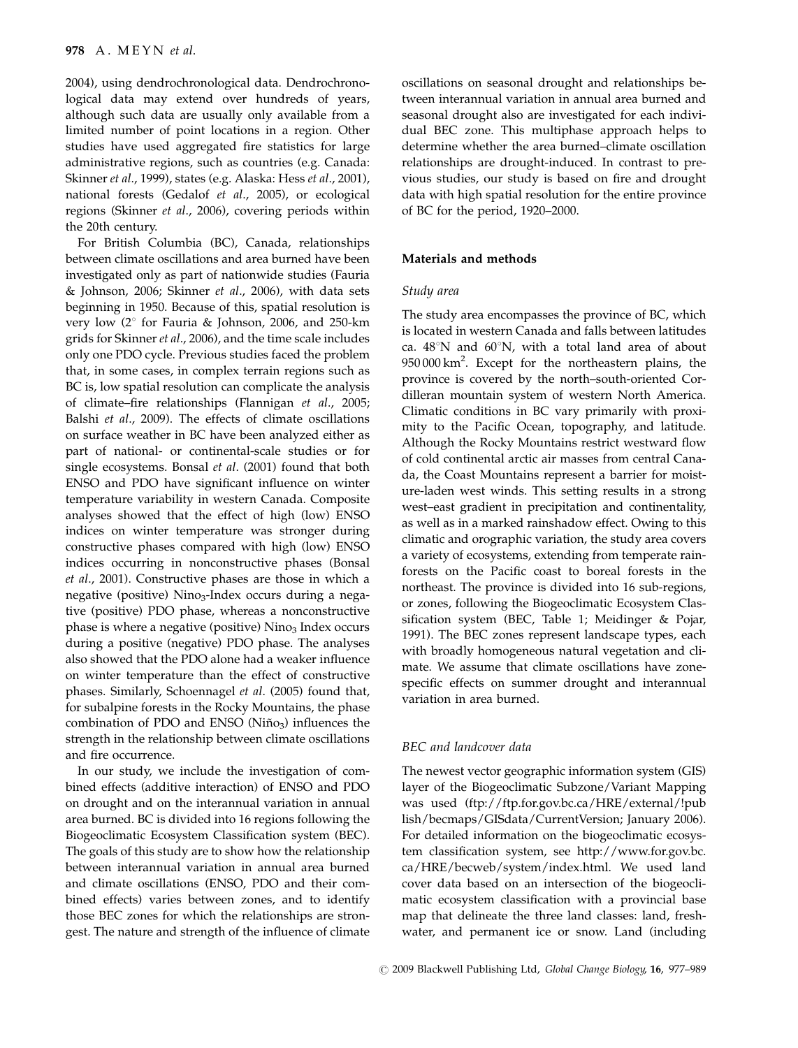2004), using dendrochronological data. Dendrochronological data may extend over hundreds of years, although such data are usually only available from a limited number of point locations in a region. Other studies have used aggregated fire statistics for large administrative regions, such as countries (e.g. Canada: Skinner *et al*., 1999), states (e.g. Alaska: Hess *et al*., 2001), national forests (Gedalof *et al*., 2005), or ecological regions (Skinner *et al*., 2006), covering periods within the 20th century.

For British Columbia (BC), Canada, relationships between climate oscillations and area burned have been investigated only as part of nationwide studies (Fauria & Johnson, 2006; Skinner *et al*., 2006), with data sets beginning in 1950. Because of this, spatial resolution is very low (2° for Fauria & Johnson, 2006, and 250-km grids for Skinner *et al*., 2006), and the time scale includes only one PDO cycle. Previous studies faced the problem that, in some cases, in complex terrain regions such as BC is, low spatial resolution can complicate the analysis of climate–fire relationships (Flannigan *et al*., 2005; Balshi *et al*., 2009). The effects of climate oscillations on surface weather in BC have been analyzed either as part of national- or continental-scale studies or for single ecosystems. Bonsal *et al*. (2001) found that both ENSO and PDO have significant influence on winter temperature variability in western Canada. Composite analyses showed that the effect of high (low) ENSO indices on winter temperature was stronger during constructive phases compared with high (low) ENSO indices occurring in nonconstructive phases (Bonsal *et al*., 2001). Constructive phases are those in which a negative (positive) $Nino_3$-Index occurs during a negative (positive) PDO phase, whereas a nonconstructive phase is where a negative (positive) $Nino_3$ Index occurs during a positive (negative) PDO phase. The analyses also showed that the PDO alone had a weaker influence on winter temperature than the effect of constructive phases. Similarly, Schoennagel *et al*. (2005) found that, for subalpine forests in the Rocky Mountains, the phase combination of PDO and ENSO ($Niño_3$) influences the strength in the relationship between climate oscillations and fire occurrence.

In our study, we include the investigation of combined effects (additive interaction) of ENSO and PDO on drought and on the interannual variation in annual area burned. BC is divided into 16 regions following the Biogeoclimatic Ecosystem Classification system (BEC). The goals of this study are to show how the relationship between interannual variation in annual area burned and climate oscillations (ENSO, PDO and their combined effects) varies between zones, and to identify those BEC zones for which the relationships are strongest. The nature and strength of the influence of climate oscillations on seasonal drought and relationships between interannual variation in annual area burned and seasonal drought also are investigated for each individual BEC zone. This multiphase approach helps to determine whether the area burned–climate oscillation relationships are drought-induced. In contrast to previous studies, our study is based on fire and drought data with high spatial resolution for the entire province of BC for the period, 1920–2000.

## Materials and methods

### Study area

The study area encompasses the province of BC, which is located in western Canada and falls between latitudes ca. 48°N and 60°N, with a total land area of about 950 000 km$^2$. Except for the northeastern plains, the province is covered by the north–south-oriented Cordilleran mountain system of western North America. Climatic conditions in BC vary primarily with proximity to the Pacific Ocean, topography, and latitude. Although the Rocky Mountains restrict westward flow of cold continental arctic air masses from central Canada, the Coast Mountains represent a barrier for moisture-laden west winds. This setting results in a strong west–east gradient in precipitation and continentality, as well as in a marked rainshadow effect. Owing to this climatic and orographic variation, the study area covers a variety of ecosystems, extending from temperate rainforests on the Pacific coast to boreal forests in the northeast. The province is divided into 16 sub-regions, or zones, following the Biogeoclimatic Ecosystem Classification system (BEC, Table 1; Meidinger & Pojar, 1991). The BEC zones represent landscape types, each with broadly homogeneous natural vegetation and climate. We assume that climate oscillations have zone-specific effects on summer drought and interannual variation in area burned.

### BEC and landcover data

The newest vector geographic information system (GIS) layer of the Biogeoclimatic Subzone/Variant Mapping was used (ftp://ftp.for.gov.bc.ca/HRE/external/!publish/becmaps/GISdata/CurrentVersion; January 2006). For detailed information on the biogeoclimatic ecosystem classification system, see http://www.for.gov.bc.ca/HRE/becweb/system/index.html. We used land cover data based on an intersection of the biogeoclimatic ecosystem classification with a provincial base map that delineate the three land classes: land, freshwater, and permanent ice or snow. Land (including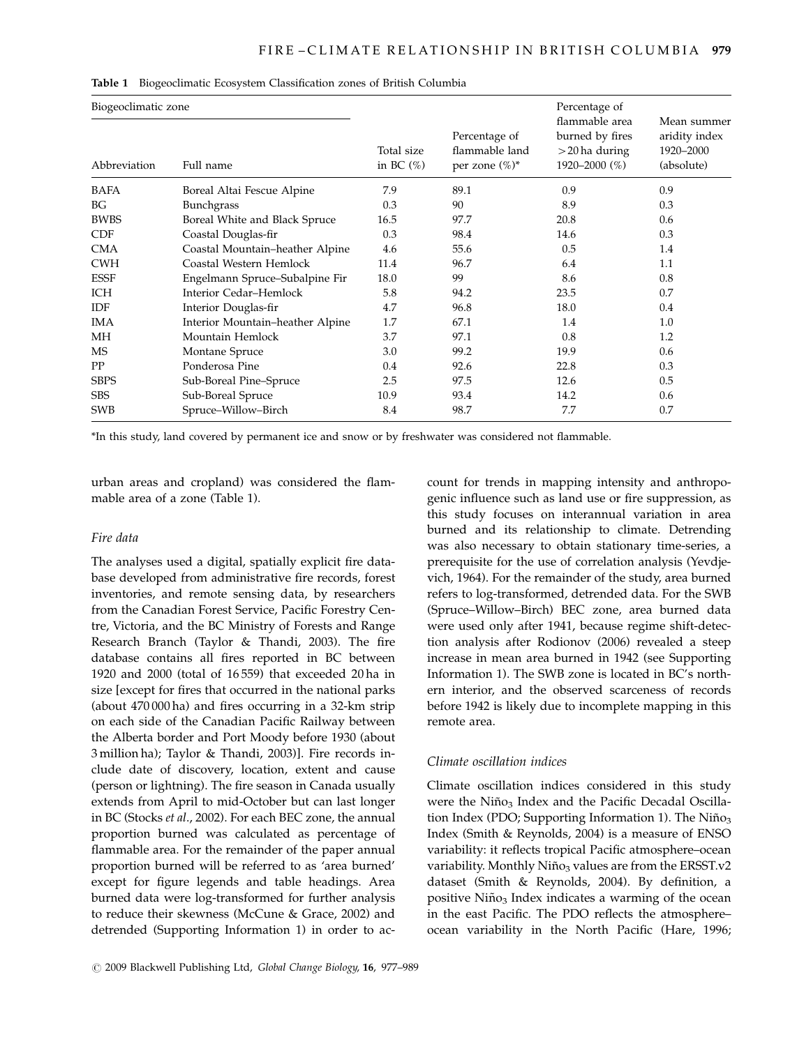**Table 1** Biogeoclimatic Ecosystem Classification zones of British Columbia

| Biogeoclimatic zone | | | | | |
|---|---|---|---|---|---|
| Abbreviation | Full name | Total size in BC (%) | Percentage of flammable land per zone (%)* | Percentage of flammable area burned by fires >20 ha during 1920–2000 (%) | Mean summer aridity index 1920–2000 (absolute) |
| BAFA | Boreal Altai Fescue Alpine | 7.9 | 89.1 | 0.9 | 0.9 |
| BG | Bunchgrass | 0.3 | 90 | 8.9 | 0.3 |
| BWBS | Boreal White and Black Spruce | 16.5 | 97.7 | 20.8 | 0.6 |
| CDF | Coastal Douglas-fir | 0.3 | 98.4 | 14.6 | 0.3 |
| CMA | Coastal Mountain–heather Alpine | 4.6 | 55.6 | 0.5 | 1.4 |
| CWH | Coastal Western Hemlock | 11.4 | 96.7 | 6.4 | 1.1 |
| ESSF | Engelmann Spruce–Subalpine Fir | 18.0 | 99 | 8.6 | 0.8 |
| ICH | Interior Cedar–Hemlock | 5.8 | 94.2 | 23.5 | 0.7 |
| IDF | Interior Douglas-fir | 4.7 | 96.8 | 18.0 | 0.4 |
| IMA | Interior Mountain–heather Alpine | 1.7 | 67.1 | 1.4 | 1.0 |
| MH | Mountain Hemlock | 3.7 | 97.1 | 0.8 | 1.2 |
| MS | Montane Spruce | 3.0 | 99.2 | 19.9 | 0.6 |
| PP | Ponderosa Pine | 0.4 | 92.6 | 22.8 | 0.3 |
| SBPS | Sub-Boreal Pine–Spruce | 2.5 | 97.5 | 12.6 | 0.5 |
| SBS | Sub-Boreal Spruce | 10.9 | 93.4 | 14.2 | 0.6 |
| SWB | Spruce–Willow–Birch | 8.4 | 98.7 | 7.7 | 0.7 |

*In this study, land covered by permanent ice and snow or by freshwater was considered not flammable.

urban areas and cropland) was considered the flammable area of a zone (Table 1).

### *Fire data*

The analyses used a digital, spatially explicit fire database developed from administrative fire records, forest inventories, and remote sensing data, by researchers from the Canadian Forest Service, Pacific Forestry Centre, Victoria, and the BC Ministry of Forests and Range Research Branch (Taylor & Thandi, 2003). The fire database contains all fires reported in BC between 1920 and 2000 (total of 16 559) that exceeded 20 ha in size [except for fires that occurred in the national parks (about 470 000 ha) and fires occurring in a 32-km strip on each side of the Canadian Pacific Railway between the Alberta border and Port Moody before 1930 (about 3 million ha); Taylor & Thandi, 2003)]. Fire records include date of discovery, location, extent and cause (person or lightning). The fire season in Canada usually extends from April to mid-October but can last longer in BC (Stocks *et al*., 2002). For each BEC zone, the annual proportion burned was calculated as percentage of flammable area. For the remainder of the paper annual proportion burned will be referred to as 'area burned' except for figure legends and table headings. Area burned data were log-transformed for further analysis to reduce their skewness (McCune & Grace, 2002) and detrended (Supporting Information 1) in order to account for trends in mapping intensity and anthropogenic influence such as land use or fire suppression, as this study focuses on interannual variation in area burned and its relationship to climate. Detrending was also necessary to obtain stationary time-series, a prerequisite for the use of correlation analysis (Yevdjevich, 1964). For the remainder of the study, area burned refers to log-transformed, detrended data. For the SWB (Spruce–Willow–Birch) BEC zone, area burned data were used only after 1941, because regime shift-detection analysis after Rodionov (2006) revealed a steep increase in mean area burned in 1942 (see Supporting Information 1). The SWB zone is located in BC's northern interior, and the observed scarceness of records before 1942 is likely due to incomplete mapping in this remote area.

### *Climate oscillation indices*

Climate oscillation indices considered in this study were the Niño$_3$ Index and the Pacific Decadal Oscillation Index (PDO; Supporting Information 1). The Niño$_3$ Index (Smith & Reynolds, 2004) is a measure of ENSO variability: it reflects tropical Pacific atmosphere–ocean variability. Monthly Niño$_3$ values are from the ERSST.v2 dataset (Smith & Reynolds, 2004). By definition, a positive Niño$_3$ Index indicates a warming of the ocean in the east Pacific. The PDO reflects the atmosphere–ocean variability in the North Pacific (Hare, 1996;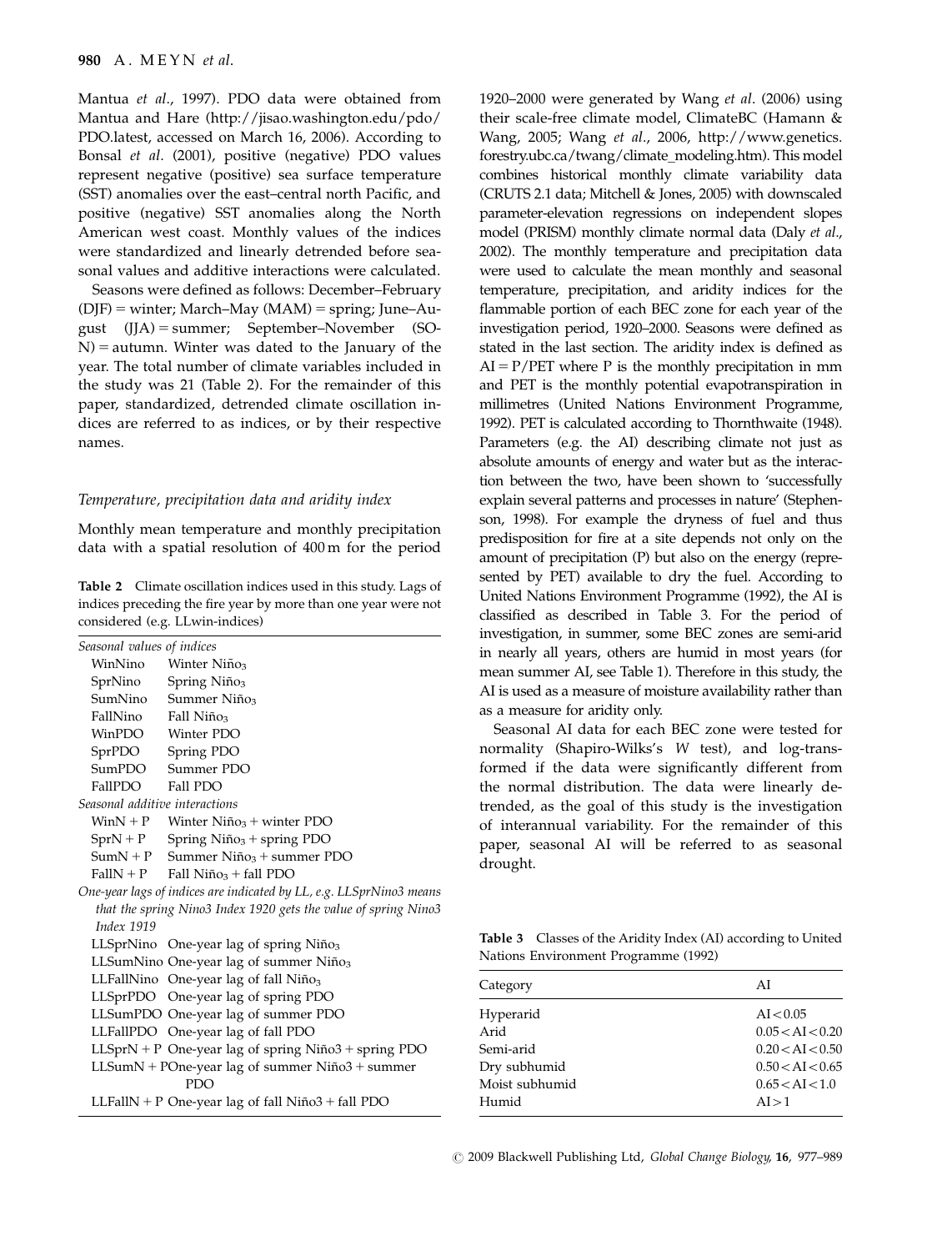Mantua *et al*., 1997). PDO data were obtained from Mantua and Hare (http://jisao.washington.edu/pdo/PDO.latest, accessed on March 16, 2006). According to Bonsal *et al*. (2001), positive (negative) PDO values represent negative (positive) sea surface temperature (SST) anomalies over the east–central north Pacific, and positive (negative) SST anomalies along the North American west coast. Monthly values of the indices were standardized and linearly detrended before seasonal values and additive interactions were calculated.

Seasons were defined as follows: December–February (DJF) = winter; March–May (MAM) = spring; June–August (JJA) = summer; September–November (SON) = autumn. Winter was dated to the January of the year. The total number of climate variables included in the study was 21 (Table 2). For the remainder of this paper, standardized, detrended climate oscillation indices are referred to as indices, or by their respective names.

**Table 2** Climate oscillation indices used in this study. Lags of indices preceding the fire year by more than one year were not considered (e.g. LLwin-indices)

| | |
|---|---|
| *Seasonal values of indices* | |
| WinNino | Winter $Niño_3$ |
| SprNino | Spring $Niño_3$ |
| SumNino | Summer $Niño_3$ |
| FallNino | Fall $Niño_3$ |
| WinPDO | Winter PDO |
| SprPDO | Spring PDO |
| SumPDO | Summer PDO |
| FallPDO | Fall PDO |
| *Seasonal additive interactions* | |
| WinN + P | Winter $Niño_3$ + winter PDO |
| SprN + P | Spring $Niño_3$ + spring PDO |
| SumN + P | Summer $Niño_3$ + summer PDO |
| FallN + P | Fall $Niño_3$ + fall PDO |
| *One-year lags of indices are indicated by LL, e.g. LLSprNino3 means that the spring Nino3 Index 1920 gets the value of spring Nino3 Index 1919* | |
| LLSprNino | One-year lag of spring $Niño_3$ |
| LLSumNino | One-year lag of summer $Niño_3$ |
| LLFallNino | One-year lag of fall $Niño_3$ |
| LLSprPDO | One-year lag of spring PDO |
| LLSumPDO | One-year lag of summer PDO |
| LLFallPDO | One-year lag of fall PDO |
| LLSprN + P | One-year lag of spring Niño3 + spring PDO |
| LLSumN + P | One-year lag of summer Niño3 + summer PDO |
| LLFallN + P | One-year lag of fall Niño3 + fall PDO |

### *Temperature, precipitation data and aridity index*

Monthly mean temperature and monthly precipitation data with a spatial resolution of 400 m for the period 1920–2000 were generated by Wang *et al*. (2006) using their scale-free climate model, ClimateBC (Hamann & Wang, 2005; Wang *et al*., 2006, http://www.genetics.forestry.ubc.ca/twang/climate_modeling.htm). This model combines historical monthly climate variability data (CRUTS 2.1 data; Mitchell & Jones, 2005) with downscaled parameter-elevation regressions on independent slopes model (PRISM) monthly climate normal data (Daly *et al*., 2002). The monthly temperature and precipitation data were used to calculate the mean monthly and seasonal temperature, precipitation, and aridity indices for the flammable portion of each BEC zone for each year of the investigation period, 1920–2000. Seasons were defined as stated in the last section. The aridity index is defined as AI = P/PET where P is the monthly precipitation in mm and PET is the monthly potential evapotranspiration in millimetres (United Nations Environment Programme, 1992). PET is calculated according to Thornthwaite (1948). Parameters (e.g. the AI) describing climate not just as absolute amounts of energy and water but as the interaction between the two, have been shown to 'successfully explain several patterns and processes in nature' (Stephenson, 1998). For example the dryness of fuel and thus predisposition for fire at a site depends not only on the amount of precipitation (P) but also on the energy (represented by PET) available to dry the fuel. According to United Nations Environment Programme (1992), the AI is classified as described in Table 3. For the period of investigation, in summer, some BEC zones are semi-arid in nearly all years, others are humid in most years (for mean summer AI, see Table 1). Therefore in this study, the AI is used as a measure of moisture availability rather than as a measure for aridity only.

Seasonal AI data for each BEC zone were tested for normality (Shapiro-Wilks's *W* test), and log-transformed if the data were significantly different from the normal distribution. The data were linearly detrended, as the goal of this study is the investigation of interannual variability. For the remainder of this paper, seasonal AI will be referred to as seasonal drought.

**Table 3** Classes of the Aridity Index (AI) according to United Nations Environment Programme (1992)

| Category | AI |
|---|---|
| Hyperarid | $AI < 0.05$ |
| Arid | $0.05 < AI < 0.20$ |
| Semi-arid | $0.20 < AI < 0.50$ |
| Dry subhumid | $0.50 < AI < 0.65$ |
| Moist subhumid | $0.65 < AI < 1.0$ |
| Humid | $AI > 1$ |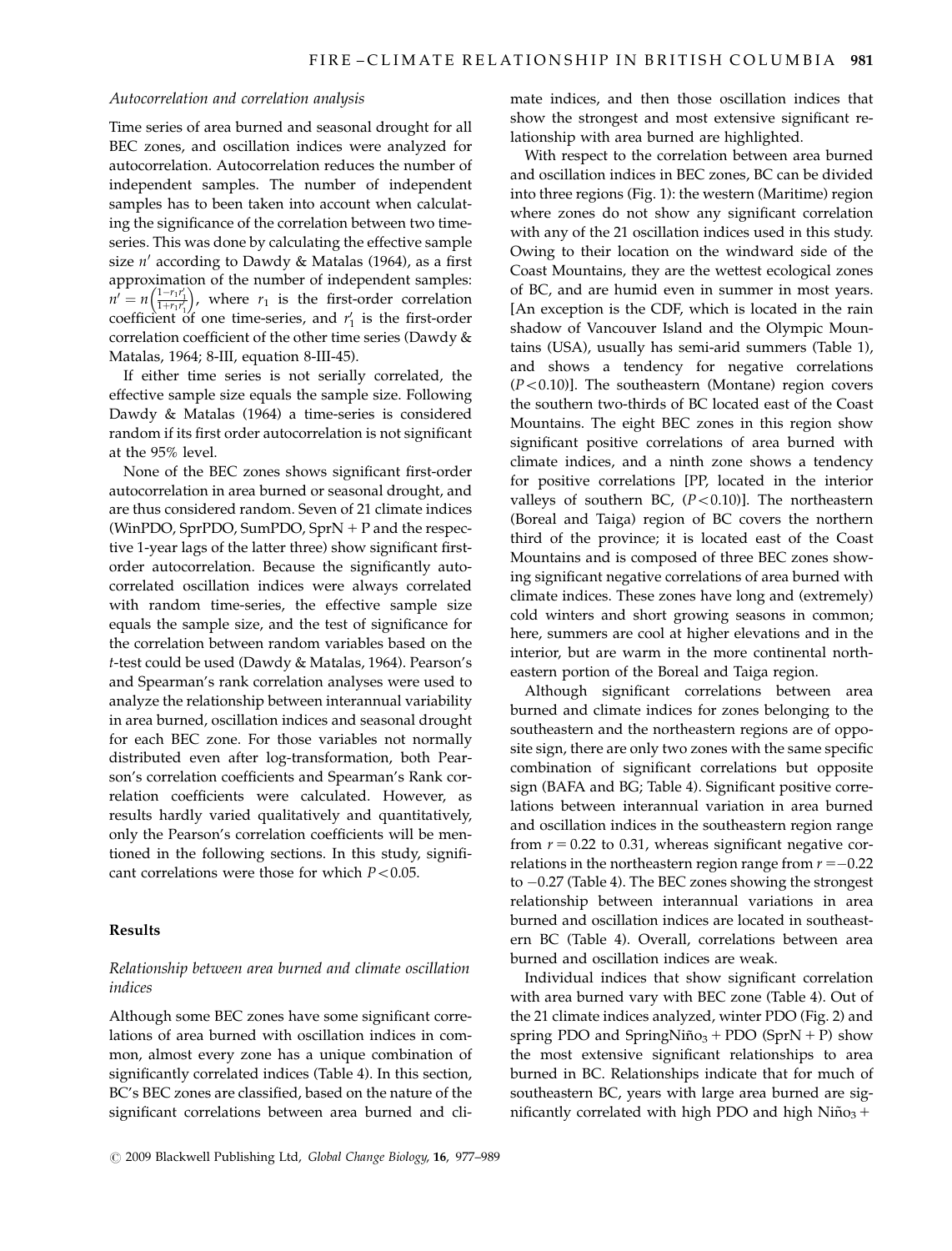### Autocorrelation and correlation analysis

Time series of area burned and seasonal drought for all BEC zones, and oscillation indices were analyzed for autocorrelation. Autocorrelation reduces the number of independent samples. The number of independent samples has to been taken into account when calculating the significance of the correlation between two time-series. This was done by calculating the effective sample size $n'$ according to Dawdy & Matalas (1964), as a first approximation of the number of independent samples: $n' = n\left(\frac{1-r_1 r_1'}{1+r_1 r_1'}\right)$, where $r_1$ is the first-order correlation coefficient of one time-series, and $r_1'$ is the first-order correlation coefficient of the other time series (Dawdy & Matalas, 1964; 8-III, equation 8-III-45).

If either time series is not serially correlated, the effective sample size equals the sample size. Following Dawdy & Matalas (1964) a time-series is considered random if its first order autocorrelation is not significant at the 95% level.

None of the BEC zones shows significant first-order autocorrelation in area burned or seasonal drought, and are thus considered random. Seven of 21 climate indices (WinPDO, SprPDO, SumPDO, SprN + P and the respective 1-year lags of the latter three) show significant first-order autocorrelation. Because the significantly autocorrelated oscillation indices were always correlated with random time-series, the effective sample size equals the sample size, and the test of significance for the correlation between random variables based on the *t*-test could be used (Dawdy & Matalas, 1964). Pearson's and Spearman's rank correlation analyses were used to analyze the relationship between interannual variability in area burned, oscillation indices and seasonal drought for each BEC zone. For those variables not normally distributed even after log-transformation, both Pearson's correlation coefficients and Spearman's Rank correlation coefficients were calculated. However, as results hardly varied qualitatively and quantitatively, only the Pearson's correlation coefficients will be mentioned in the following sections. In this study, significant correlations were those for which $P < 0.05$.

## Results

### Relationship between area burned and climate oscillation indices

Although some BEC zones have some significant correlations of area burned with oscillation indices in common, almost every zone has a unique combination of significantly correlated indices (Table 4). In this section, BC's BEC zones are classified, based on the nature of the significant correlations between area burned and climate indices, and then those oscillation indices that show the strongest and most extensive significant relationship with area burned are highlighted.

With respect to the correlation between area burned and oscillation indices in BEC zones, BC can be divided into three regions (Fig. 1): the western (Maritime) region where zones do not show any significant correlation with any of the 21 oscillation indices used in this study. Owing to their location on the windward side of the Coast Mountains, they are the wettest ecological zones of BC, and are humid even in summer in most years. [An exception is the CDF, which is located in the rain shadow of Vancouver Island and the Olympic Mountains (USA), usually has semi-arid summers (Table 1), and shows a tendency for negative correlations ($P < 0.10$)]. The southeastern (Montane) region covers the southern two-thirds of BC located east of the Coast Mountains. The eight BEC zones in this region show significant positive correlations of area burned with climate indices, and a ninth zone shows a tendency for positive correlations [PP, located in the interior valleys of southern BC, ($P < 0.10$)]. The northeastern (Boreal and Taiga) region of BC covers the northern third of the province; it is located east of the Coast Mountains and is composed of three BEC zones showing significant negative correlations of area burned with climate indices. These zones have long and (extremely) cold winters and short growing seasons in common; here, summers are cool at higher elevations and in the interior, but are warm in the more continental northeastern portion of the Boreal and Taiga region.

Although significant correlations between area burned and climate indices for zones belonging to the southeastern and the northeastern regions are of opposite sign, there are only two zones with the same specific combination of significant correlations but opposite sign (BAFA and BG; Table 4). Significant positive correlations between interannual variation in area burned and oscillation indices in the southeastern region range from $r = 0.22$ to 0.31, whereas significant negative correlations in the northeastern region range from $r = -0.22$ to $-0.27$ (Table 4). The BEC zones showing the strongest relationship between interannual variations in area burned and oscillation indices are located in southeastern BC (Table 4). Overall, correlations between area burned and oscillation indices are weak.

Individual indices that show significant correlation with area burned vary with BEC zone (Table 4). Out of the 21 climate indices analyzed, winter PDO (Fig. 2) and spring PDO and SpringNiño$_3$ + PDO (SprN + P) show the most extensive significant relationships to area burned in BC. Relationships indicate that for much of southeastern BC, years with large area burned are significantly correlated with high PDO and high Niño$_3$ +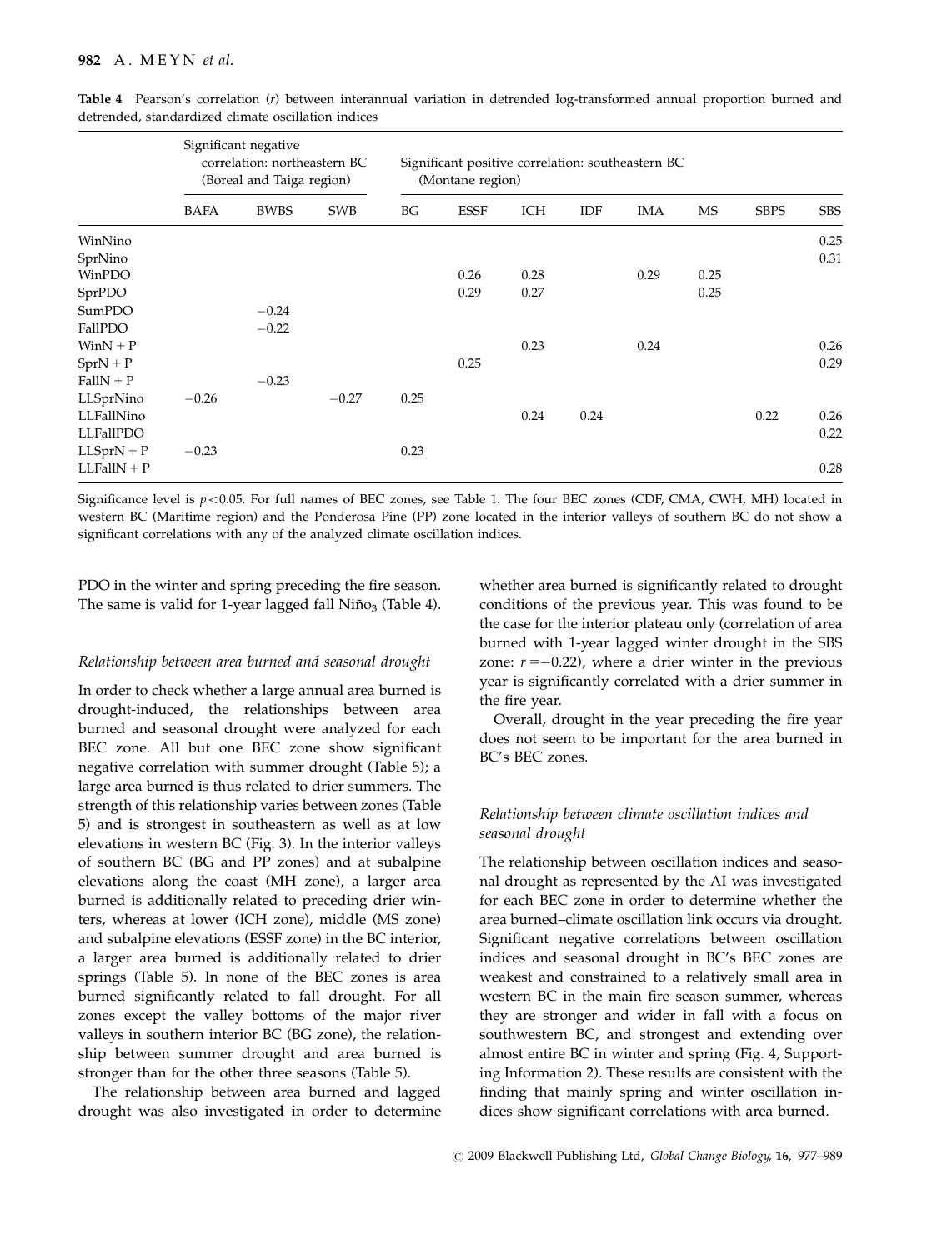**Table 4** Pearson's correlation (*r*) between interannual variation in detrended log-transformed annual proportion burned and detrended, standardized climate oscillation indices

| | Significant negative correlation: northeastern BC (Boreal and Taiga region) | | | Significant positive correlation: southeastern BC (Montane region) | | | | | | | |
|---|---|---|---|---|---|---|---|---|---|---|---|
| | BAFA | BWBS | SWB | BG | ESSF | ICH | IDF | IMA | MS | SBPS | SBS |
| WinNino | | | | | | | | | | | 0.25 |
| SprNino | | | | | | | | | | | 0.31 |
| WinPDO | | | | | 0.26 | 0.28 | | 0.29 | 0.25 | | |
| SprPDO | | | | | 0.29 | 0.27 | | | 0.25 | | |
| SumPDO | | −0.24 | | | | | | | | | |
| FallPDO | | −0.22 | | | | | | | | | |
| WinN + P | | | | | | 0.23 | | 0.24 | | | 0.26 |
| SprN + P | | | | | 0.25 | | | | | | 0.29 |
| FallN + P | | −0.23 | | | | | | | | | |
| LLSprNino | −0.26 | | −0.27 | 0.25 | | | | | | | |
| LLFallNino | | | | | | 0.24 | 0.24 | | | 0.22 | 0.26 |
| LLFallPDO | | | | | | | | | | | 0.22 |
| LLSprN + P | −0.23 | | | 0.23 | | | | | | | |
| LLFallN + P | | | | | | | | | | | 0.28 |

Significance level is $p<0.05$. For full names of BEC zones, see Table 1. The four BEC zones (CDF, CMA, CWH, MH) located in western BC (Maritime region) and the Ponderosa Pine (PP) zone located in the interior valleys of southern BC do not show a significant correlations with any of the analyzed climate oscillation indices.

PDO in the winter and spring preceding the fire season. The same is valid for 1-year lagged fall Niño$_3$ (Table 4).

### *Relationship between area burned and seasonal drought*

In order to check whether a large annual area burned is drought-induced, the relationships between area burned and seasonal drought were analyzed for each BEC zone. All but one BEC zone show significant negative correlation with summer drought (Table 5); a large area burned is thus related to drier summers. The strength of this relationship varies between zones (Table 5) and is strongest in southeastern as well as at low elevations in western BC (Fig. 3). In the interior valleys of southern BC (BG and PP zones) and at subalpine elevations along the coast (MH zone), a larger area burned is additionally related to preceding drier winters, whereas at lower (ICH zone), middle (MS zone) and subalpine elevations (ESSF zone) in the BC interior, a larger area burned is additionally related to drier springs (Table 5). In none of the BEC zones is area burned significantly related to fall drought. For all zones except the valley bottoms of the major river valleys in southern interior BC (BG zone), the relationship between summer drought and area burned is stronger than for the other three seasons (Table 5).

The relationship between area burned and lagged drought was also investigated in order to determine whether area burned is significantly related to drought conditions of the previous year. This was found to be the case for the interior plateau only (correlation of area burned with 1-year lagged winter drought in the SBS zone: $r=-0.22$), where a drier winter in the previous year is significantly correlated with a drier summer in the fire year.

Overall, drought in the year preceding the fire year does not seem to be important for the area burned in BC's BEC zones.

### *Relationship between climate oscillation indices and seasonal drought*

The relationship between oscillation indices and seasonal drought as represented by the AI was investigated for each BEC zone in order to determine whether the area burned–climate oscillation link occurs via drought. Significant negative correlations between oscillation indices and seasonal drought in BC's BEC zones are weakest and constrained to a relatively small area in western BC in the main fire season summer, whereas they are stronger and wider in fall with a focus on southwestern BC, and strongest and extending over almost entire BC in winter and spring (Fig. 4, Supporting Information 2). These results are consistent with the finding that mainly spring and winter oscillation indices show significant correlations with area burned.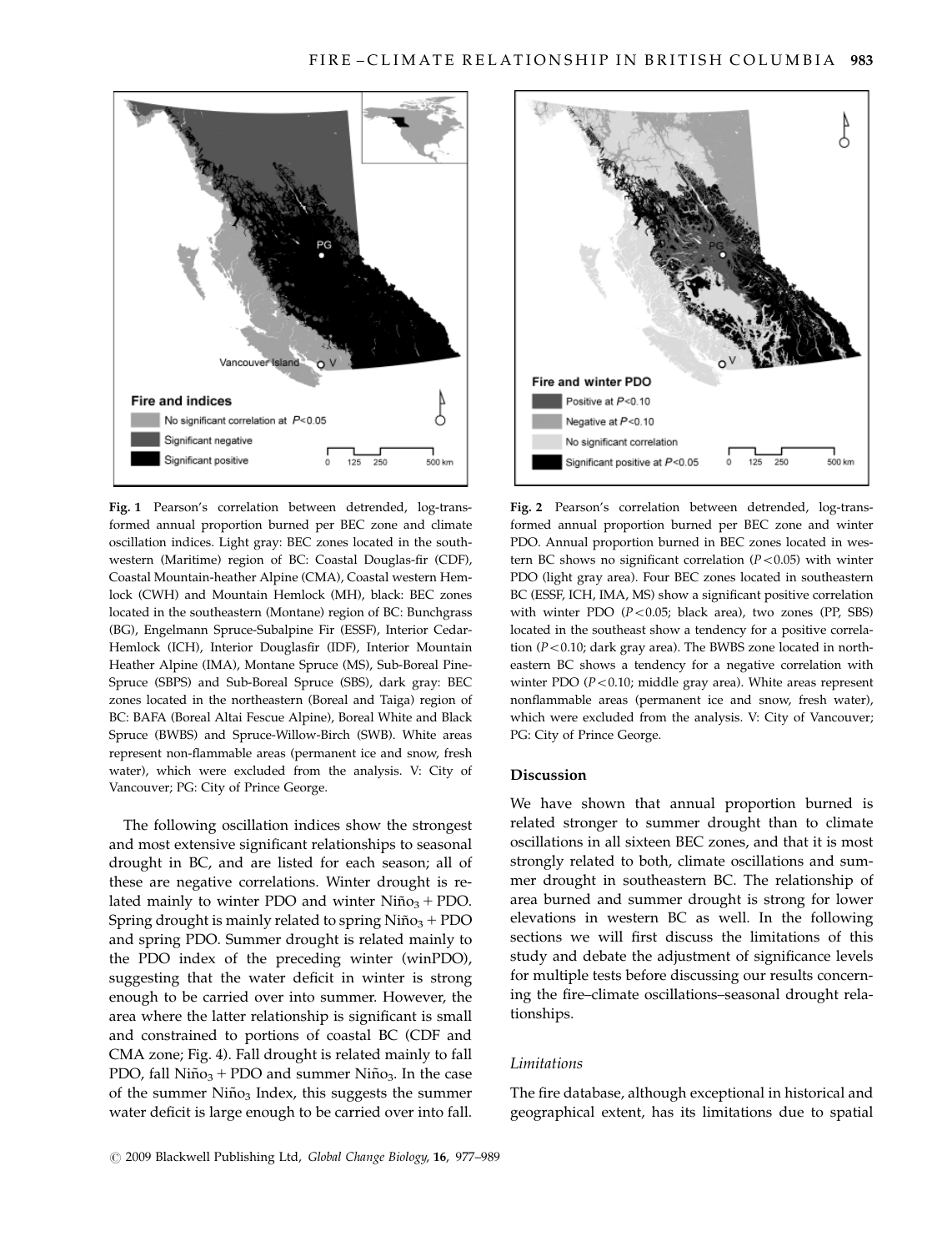Fig. 1 Pearson's correlation between detrended, log-transformed annual proportion burned per BEC zone and climate oscillation indices. Light gray: BEC zones located in the southwestern (Maritime) region of BC: Coastal Douglas-fir (CDF), Coastal Mountain-heather Alpine (CMA), Coastal western Hemlock (CWH) and Mountain Hemlock (MH), black: BEC zones located in the southeastern (Montane) region of BC: Bunchgrass (BG), Engelmann Spruce-Subalpine Fir (ESSF), Interior Cedar-Hemlock (ICH), Interior Douglasfir (IDF), Interior Mountain Heather Alpine (IMA), Montane Spruce (MS), Sub-Boreal Pine-Spruce (SBPS) and Sub-Boreal Spruce (SBS), dark gray: BEC zones located in the northeastern (Boreal and Taiga) region of BC: BAFA (Boreal Altai Fescue Alpine), Boreal White and Black Spruce (BWBS) and Spruce-Willow-Birch (SWB). White areas represent non-flammable areas (permanent ice and snow, fresh water), which were excluded from the analysis. V: City of Vancouver; PG: City of Prince George.

The following oscillation indices show the strongest and most extensive significant relationships to seasonal drought in BC, and are listed for each season; all of these are negative correlations. Winter drought is related mainly to winter PDO and winter $\text{Niño}_3$ + PDO. Spring drought is mainly related to spring $\text{Niño}_3$ + PDO and spring PDO. Summer drought is related mainly to the PDO index of the preceding winter (winPDO), suggesting that the water deficit in winter is strong enough to be carried over into summer. However, the area where the latter relationship is significant is small and constrained to portions of coastal BC (CDF and CMA zone; Fig. 4). Fall drought is related mainly to fall PDO, fall $\text{Niño}_3$ + PDO and summer $\text{Niño}_3$. In the case of the summer $\text{Niño}_3$ Index, this suggests the summer water deficit is large enough to be carried over into fall.

Fig. 2 Pearson's correlation between detrended, log-transformed annual proportion burned per BEC zone and winter PDO. Annual proportion burned in BEC zones located in western BC shows no significant correlation ($P<0.05$) with winter PDO (light gray area). Four BEC zones located in southeastern BC (ESSF, ICH, IMA, MS) show a significant positive correlation with winter PDO ($P<0.05$; black area), two zones (PP, SBS) located in the southeast show a tendency for a positive correlation ($P<0.10$; dark gray area). The BWBS zone located in northeastern BC shows a tendency for a negative correlation with winter PDO ($P<0.10$; middle gray area). White areas represent nonflammable areas (permanent ice and snow, fresh water), which were excluded from the analysis. V: City of Vancouver; PG: City of Prince George.

## Discussion

We have shown that annual proportion burned is related stronger to summer drought than to climate oscillations in all sixteen BEC zones, and that it is most strongly related to both, climate oscillations and summer drought in southeastern BC. The relationship of area burned and summer drought is strong for lower elevations in western BC as well. In the following sections we will first discuss the limitations of this study and debate the adjustment of significance levels for multiple tests before discussing our results concerning the fire–climate oscillations–seasonal drought relationships.

### *Limitations*

The fire database, although exceptional in historical and geographical extent, has its limitations due to spatial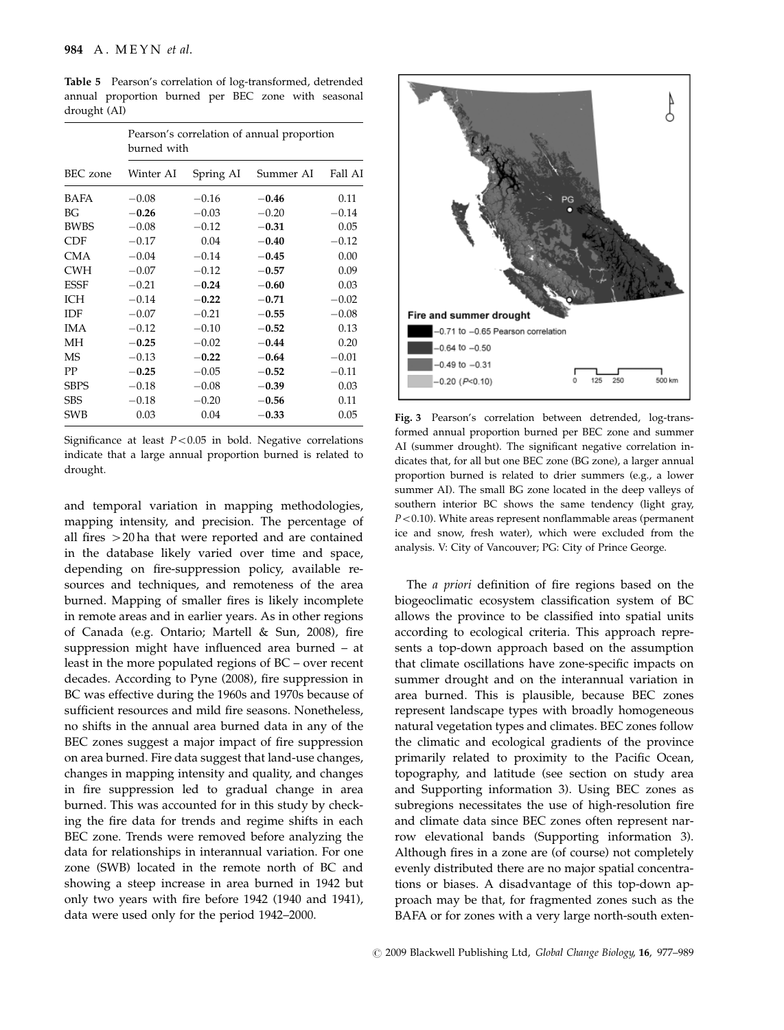**Table 5** Pearson's correlation of log-transformed, detrended annual proportion burned per BEC zone with seasonal drought (AI)

| | Pearson's correlation of annual proportion burned with | | | |
|---|---|---|---|---|
| BEC zone | Winter AI | Spring AI | Summer AI | Fall AI |
| BAFA | −0.08 | −0.16 | **−0.46** | 0.11 |
| BG | **−0.26** | −0.03 | −0.20 | −0.14 |
| BWBS | −0.08 | −0.12 | **−0.31** | 0.05 |
| CDF | −0.17 | 0.04 | **−0.40** | −0.12 |
| CMA | −0.04 | −0.14 | **−0.45** | 0.00 |
| CWH | −0.07 | −0.12 | **−0.57** | 0.09 |
| ESSF | −0.21 | **−0.24** | **−0.60** | 0.03 |
| ICH | −0.14 | **−0.22** | **−0.71** | −0.02 |
| IDF | −0.07 | −0.21 | **−0.55** | −0.08 |
| IMA | −0.12 | −0.10 | **−0.52** | 0.13 |
| MH | **−0.25** | −0.02 | **−0.44** | 0.20 |
| MS | −0.13 | **−0.22** | **−0.64** | −0.01 |
| PP | **−0.25** | −0.05 | **−0.52** | −0.11 |
| SBPS | −0.18 | −0.08 | **−0.39** | 0.03 |
| SBS | −0.18 | −0.20 | **−0.56** | 0.11 |
| SWB | 0.03 | 0.04 | **−0.33** | 0.05 |

Significance at least $P < 0.05$ in bold. Negative correlations indicate that a large annual proportion burned is related to drought.

and temporal variation in mapping methodologies, mapping intensity, and precision. The percentage of all fires >20 ha that were reported and are contained in the database likely varied over time and space, depending on fire-suppression policy, available resources and techniques, and remoteness of the area burned. Mapping of smaller fires is likely incomplete in remote areas and in earlier years. As in other regions of Canada (e.g. Ontario; Martell & Sun, 2008), fire suppression might have influenced area burned – at least in the more populated regions of BC – over recent decades. According to Pyne (2008), fire suppression in BC was effective during the 1960s and 1970s because of sufficient resources and mild fire seasons. Nonetheless, no shifts in the annual area burned data in any of the BEC zones suggest a major impact of fire suppression on area burned. Fire data suggest that land-use changes, changes in mapping intensity and quality, and changes in fire suppression led to gradual change in area burned. This was accounted for in this study by checking the fire data for trends and regime shifts in each BEC zone. Trends were removed before analyzing the data for relationships in interannual variation. For one zone (SWB) located in the remote north of BC and showing a steep increase in area burned in 1942 but only two years with fire before 1942 (1940 and 1941), data were used only for the period 1942–2000.

**Fig. 3** Pearson's correlation between detrended, log-transformed annual proportion burned per BEC zone and summer AI (summer drought). The significant negative correlation indicates that, for all but one BEC zone (BG zone), a larger annual proportion burned is related to drier summers (e.g., a lower summer AI). The small BG zone located in the deep valleys of southern interior BC shows the same tendency (light gray, $P < 0.10$). White areas represent nonflammable areas (permanent ice and snow, fresh water), which were excluded from the analysis. V: City of Vancouver; PG: City of Prince George.

The *a priori* definition of fire regions based on the biogeoclimatic ecosystem classification system of BC allows the province to be classified into spatial units according to ecological criteria. This approach represents a top-down approach based on the assumption that climate oscillations have zone-specific impacts on summer drought and on the interannual variation in area burned. This is plausible, because BEC zones represent landscape types with broadly homogeneous natural vegetation types and climates. BEC zones follow the climatic and ecological gradients of the province primarily related to proximity to the Pacific Ocean, topography, and latitude (see section on study area and Supporting information 3). Using BEC zones as subregions necessitates the use of high-resolution fire and climate data since BEC zones often represent narrow elevational bands (Supporting information 3). Although fires in a zone are (of course) not completely evenly distributed there are no major spatial concentrations or biases. A disadvantage of this top-down approach may be that, for fragmented zones such as the BAFA or for zones with a very large north-south exten-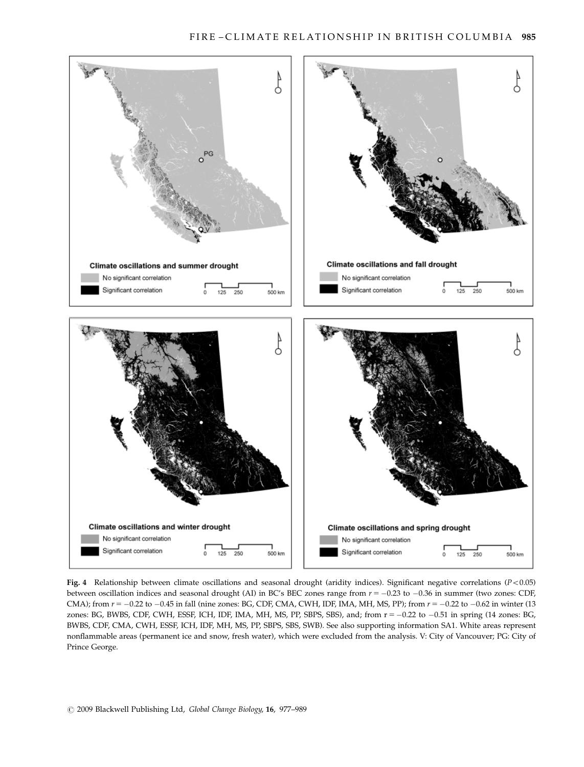**Fig. 4** Relationship between climate oscillations and seasonal drought (aridity indices). Significant negative correlations ($P < 0.05$) between oscillation indices and seasonal drought (AI) in BC's BEC zones range from $r = -0.23$ to $-0.36$ in summer (two zones: CDF, CMA); from $r = -0.22$ to $-0.45$ in fall (nine zones: BG, CDF, CMA, CWH, IDF, IMA, MH, MS, PP); from $r = -0.22$ to $-0.62$ in winter (13 zones: BG, BWBS, CDF, CWH, ESSF, ICH, IDF, IMA, MH, MS, PP, SBPS, SBS), and; from $r = -0.22$ to $-0.51$ in spring (14 zones: BG, BWBS, CDF, CMA, CWH, ESSF, ICH, IDF, MH, MS, PP, SBPS, SBS, SWB). See also supporting information SA1. White areas represent nonflammable areas (permanent ice and snow, fresh water), which were excluded from the analysis. V: City of Vancouver; PG: City of Prince George.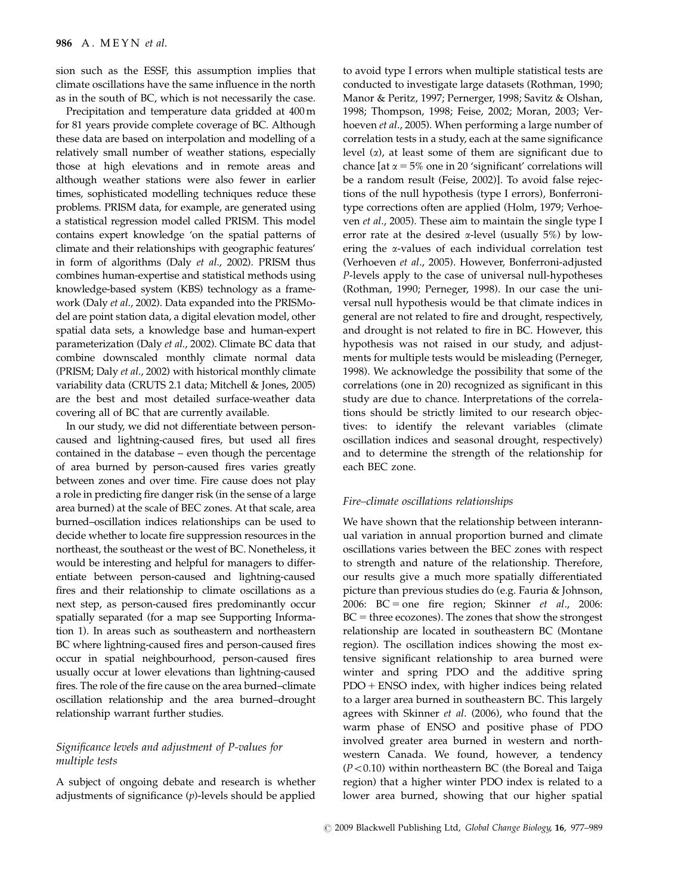sion such as the ESSF, this assumption implies that climate oscillations have the same influence in the north as in the south of BC, which is not necessarily the case.

Precipitation and temperature data gridded at 400 m for 81 years provide complete coverage of BC. Although these data are based on interpolation and modelling of a relatively small number of weather stations, especially those at high elevations and in remote areas and although weather stations were also fewer in earlier times, sophisticated modelling techniques reduce these problems. PRISM data, for example, are generated using a statistical regression model called PRISM. This model contains expert knowledge 'on the spatial patterns of climate and their relationships with geographic features' in form of algorithms (Daly *et al*., 2002). PRISM thus combines human-expertise and statistical methods using knowledge-based system (KBS) technology as a framework (Daly *et al*., 2002). Data expanded into the PRISModel are point station data, a digital elevation model, other spatial data sets, a knowledge base and human-expert parameterization (Daly *et al*., 2002). Climate BC data that combine downscaled monthly climate normal data (PRISM; Daly *et al*., 2002) with historical monthly climate variability data (CRUTS 2.1 data; Mitchell & Jones, 2005) are the best and most detailed surface-weather data covering all of BC that are currently available.

In our study, we did not differentiate between person-caused and lightning-caused fires, but used all fires contained in the database – even though the percentage of area burned by person-caused fires varies greatly between zones and over time. Fire cause does not play a role in predicting fire danger risk (in the sense of a large area burned) at the scale of BEC zones. At that scale, area burned–oscillation indices relationships can be used to decide whether to locate fire suppression resources in the northeast, the southeast or the west of BC. Nonetheless, it would be interesting and helpful for managers to differentiate between person-caused and lightning-caused fires and their relationship to climate oscillations as a next step, as person-caused fires predominantly occur spatially separated (for a map see Supporting Information 1). In areas such as southeastern and northeastern BC where lightning-caused fires and person-caused fires occur in spatial neighbourhood, person-caused fires usually occur at lower elevations than lightning-caused fires. The role of the fire cause on the area burned–climate oscillation relationship and the area burned–drought relationship warrant further studies.

### *Significance levels and adjustment of P-values for multiple tests*

A subject of ongoing debate and research is whether adjustments of significance ($p$)-levels should be applied to avoid type I errors when multiple statistical tests are conducted to investigate large datasets (Rothman, 1990; Manor & Peritz, 1997; Perneger, 1998; Savitz & Olshan, 1998; Thompson, 1998; Feise, 2002; Moran, 2003; Verhoeven *et al*., 2005). When performing a large number of correlation tests in a study, each at the same significance level ($\alpha$), at least some of them are significant due to chance [at $\alpha = 5\%$ one in 20 'significant' correlations will be a random result (Feise, 2002)]. To avoid false rejections of the null hypothesis (type I errors), Bonferroni-type corrections often are applied (Holm, 1979; Verhoeven *et al*., 2005). These aim to maintain the single type I error rate at the desired $\alpha$-level (usually 5%) by lowering the $\alpha$-values of each individual correlation test (Verhoeven *et al*., 2005). However, Bonferroni-adjusted $P$-levels apply to the case of universal null-hypotheses (Rothman, 1990; Perneger, 1998). In our case the universal null hypothesis would be that climate indices in general are not related to fire and drought, respectively, and drought is not related to fire in BC. However, this hypothesis was not raised in our study, and adjustments for multiple tests would be misleading (Perneger, 1998). We acknowledge the possibility that some of the correlations (one in 20) recognized as significant in this study are due to chance. Interpretations of the correlations should be strictly limited to our research objectives: to identify the relevant variables (climate oscillation indices and seasonal drought, respectively) and to determine the strength of the relationship for each BEC zone.

### *Fire–climate oscillations relationships*

We have shown that the relationship between interannual variation in annual proportion burned and climate oscillations varies between the BEC zones with respect to strength and nature of the relationship. Therefore, our results give a much more spatially differentiated picture than previous studies do (e.g. Fauria & Johnson, 2006: BC = one fire region; Skinner *et al*., 2006: BC = three ecozones). The zones that show the strongest relationship are located in southeastern BC (Montane region). The oscillation indices showing the most extensive significant relationship to area burned were winter and spring PDO and the additive spring PDO + ENSO index, with higher indices being related to a larger area burned in southeastern BC. This largely agrees with Skinner *et al*. (2006), who found that the warm phase of ENSO and positive phase of PDO involved greater area burned in western and northwestern Canada. We found, however, a tendency ($P < 0.10$) within northeastern BC (the Boreal and Taiga region) that a higher winter PDO index is related to a lower area burned, showing that our higher spatial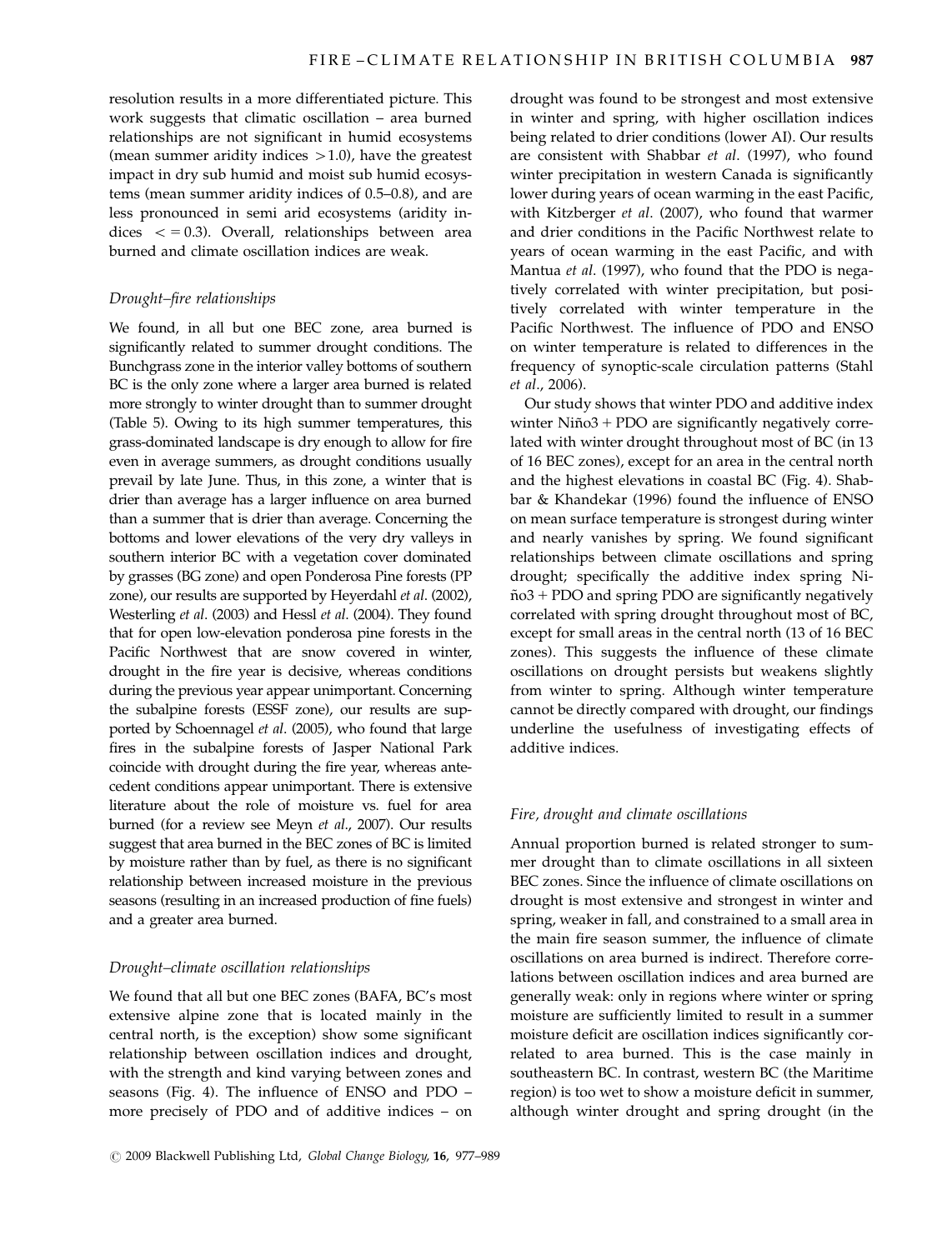resolution results in a more differentiated picture. This work suggests that climatic oscillation – area burned relationships are not significant in humid ecosystems (mean summer aridity indices $>1.0$), have the greatest impact in dry sub humid and moist sub humid ecosystems (mean summer aridity indices of 0.5–0.8), and are less pronounced in semi arid ecosystems (aridity indices $<=0.3$). Overall, relationships between area burned and climate oscillation indices are weak.

### *Drought–fire relationships*

We found, in all but one BEC zone, area burned is significantly related to summer drought conditions. The Bunchgrass zone in the interior valley bottoms of southern BC is the only zone where a larger area burned is related more strongly to winter drought than to summer drought (Table 5). Owing to its high summer temperatures, this grass-dominated landscape is dry enough to allow for fire even in average summers, as drought conditions usually prevail by late June. Thus, in this zone, a winter that is drier than average has a larger influence on area burned than a summer that is drier than average. Concerning the bottoms and lower elevations of the very dry valleys in southern interior BC with a vegetation cover dominated by grasses (BG zone) and open Ponderosa Pine forests (PP zone), our results are supported by Heyerdahl *et al.* (2002), Westerling *et al.* (2003) and Hessl *et al.* (2004). They found that for open low-elevation ponderosa pine forests in the Pacific Northwest that are snow covered in winter, drought in the fire year is decisive, whereas conditions during the previous year appear unimportant. Concerning the subalpine forests (ESSF zone), our results are supported by Schoennagel *et al.* (2005), who found that large fires in the subalpine forests of Jasper National Park coincide with drought during the fire year, whereas antecedent conditions appear unimportant. There is extensive literature about the role of moisture vs. fuel for area burned (for a review see Meyn *et al.*, 2007). Our results suggest that area burned in the BEC zones of BC is limited by moisture rather than by fuel, as there is no significant relationship between increased moisture in the previous seasons (resulting in an increased production of fine fuels) and a greater area burned.

### *Drought–climate oscillation relationships*

We found that all but one BEC zones (BAFA, BC's most extensive alpine zone that is located mainly in the central north, is the exception) show some significant relationship between oscillation indices and drought, with the strength and kind varying between zones and seasons (Fig. 4). The influence of ENSO and PDO – more precisely of PDO and of additive indices – on drought was found to be strongest and most extensive in winter and spring, with higher oscillation indices being related to drier conditions (lower AI). Our results are consistent with Shabbar *et al.* (1997), who found winter precipitation in western Canada is significantly lower during years of ocean warming in the east Pacific, with Kitzberger *et al.* (2007), who found that warmer and drier conditions in the Pacific Northwest relate to years of ocean warming in the east Pacific, and with Mantua *et al.* (1997), who found that the PDO is negatively correlated with winter precipitation, but positively correlated with winter temperature in the Pacific Northwest. The influence of PDO and ENSO on winter temperature is related to differences in the frequency of synoptic-scale circulation patterns (Stahl *et al.*, 2006).

Our study shows that winter PDO and additive index winter Niño3 + PDO are significantly negatively correlated with winter drought throughout most of BC (in 13 of 16 BEC zones), except for an area in the central north and the highest elevations in coastal BC (Fig. 4). Shabbar & Khandekar (1996) found the influence of ENSO on mean surface temperature is strongest during winter and nearly vanishes by spring. We found significant relationships between climate oscillations and spring drought; specifically the additive index spring Niño3 + PDO and spring PDO are significantly negatively correlated with spring drought throughout most of BC, except for small areas in the central north (13 of 16 BEC zones). This suggests the influence of these climate oscillations on drought persists but weakens slightly from winter to spring. Although winter temperature cannot be directly compared with drought, our findings underline the usefulness of investigating effects of additive indices.

### *Fire, drought and climate oscillations*

Annual proportion burned is related stronger to summer drought than to climate oscillations in all sixteen BEC zones. Since the influence of climate oscillations on drought is most extensive and strongest in winter and spring, weaker in fall, and constrained to a small area in the main fire season summer, the influence of climate oscillations on area burned is indirect. Therefore correlations between oscillation indices and area burned are generally weak: only in regions where winter or spring moisture are sufficiently limited to result in a summer moisture deficit are oscillation indices significantly correlated to area burned. This is the case mainly in southeastern BC. In contrast, western BC (the Maritime region) is too wet to show a moisture deficit in summer, although winter drought and spring drought (in the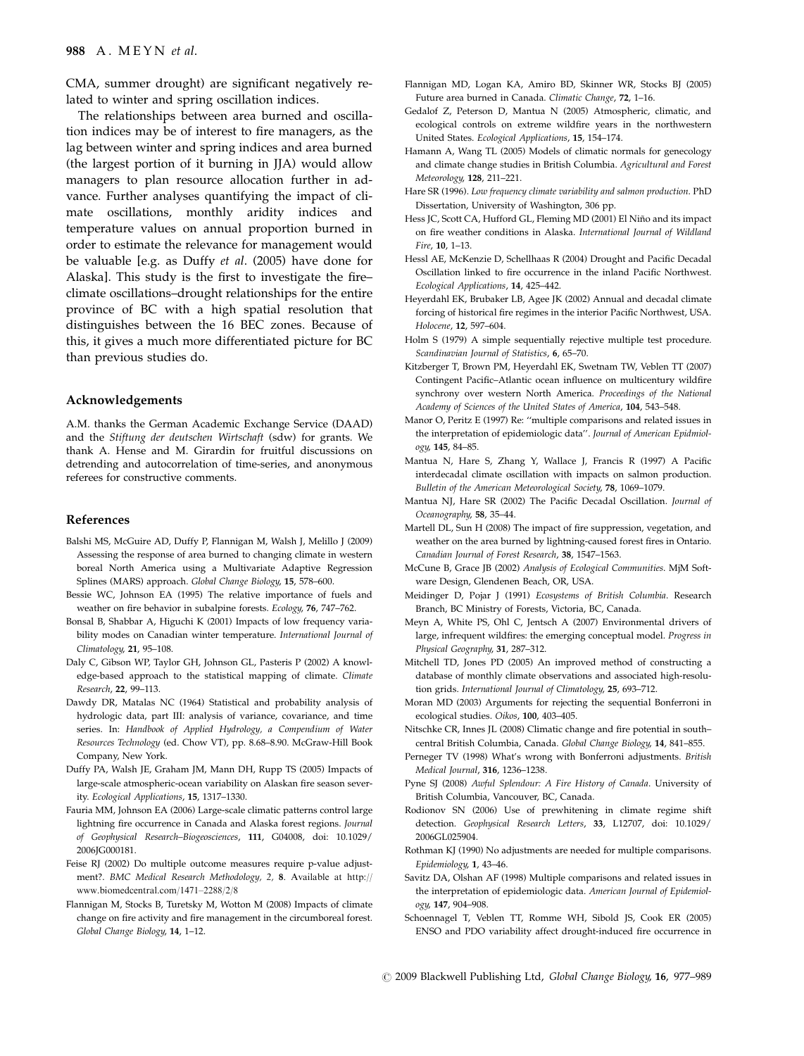CMA, summer drought) are significant negatively related to winter and spring oscillation indices.

The relationships between area burned and oscillation indices may be of interest to fire managers, as the lag between winter and spring indices and area burned (the largest portion of it burning in JJA) would allow managers to plan resource allocation further in advance. Further analyses quantifying the impact of climate oscillations, monthly aridity indices and temperature values on annual proportion burned in order to estimate the relevance for management would be valuable [e.g. as Duffy *et al*. (2005) have done for Alaska]. This study is the first to investigate the fire–climate oscillations–drought relationships for the entire province of BC with a high spatial resolution that distinguishes between the 16 BEC zones. Because of this, it gives a much more differentiated picture for BC than previous studies do.

## Acknowledgements

A.M. thanks the German Academic Exchange Service (DAAD) and the *Stiftung der deutschen Wirtschaft* (sdw) for grants. We thank A. Hense and M. Girardin for fruitful discussions on detrending and autocorrelation of time-series, and anonymous referees for constructive comments.

## References

Balshi MS, McGuire AD, Duffy P, Flannigan M, Walsh J, Melillo J (2009) Assessing the response of area burned to changing climate in western boreal North America using a Multivariate Adaptive Regression Splines (MARS) approach. *Global Change Biology*, **15**, 578–600.

Bessie WC, Johnson EA (1995) The relative importance of fuels and weather on fire behavior in subalpine forests. *Ecology*, **76**, 747–762.

Bonsal B, Shabbar A, Higuchi K (2001) Impacts of low frequency variability modes on Canadian winter temperature. *International Journal of Climatology*, **21**, 95–108.

Daly C, Gibson WP, Taylor GH, Johnson GL, Pasteris P (2002) A knowledge-based approach to the statistical mapping of climate. *Climate Research*, **22**, 99–113.

Dawdy DR, Matalas NC (1964) Statistical and probability analysis of hydrologic data, part III: analysis of variance, covariance, and time series. In: *Handbook of Applied Hydrology, a Compendium of Water Resources Technology* (ed. Chow VT), pp. 8.68–8.90. McGraw-Hill Book Company, New York.

Duffy PA, Walsh JE, Graham JM, Mann DH, Rupp TS (2005) Impacts of large-scale atmospheric-ocean variability on Alaskan fire season severity. *Ecological Applications*, **15**, 1317–1330.

Fauria MM, Johnson EA (2006) Large-scale climatic patterns control large lightning fire occurrence in Canada and Alaska forest regions. *Journal of Geophysical Research–Biogeosciences*, **111**, G04008, doi: 10.1029/2006JG000181.

Feise RJ (2002) Do multiple outcome measures require p-value adjustment?. *BMC Medical Research Methodology, 2*, **8**. Available at http://www.biomedcentral.com/1471–2288/2/8

Flannigan M, Stocks B, Turetsky M, Wotton M (2008) Impacts of climate change on fire activity and fire management in the circumboreal forest. *Global Change Biology*, **14**, 1–12.

Flannigan MD, Logan KA, Amiro BD, Skinner WR, Stocks BJ (2005) Future area burned in Canada. *Climatic Change*, **72**, 1–16.

Gedalof Z, Peterson D, Mantua N (2005) Atmospheric, climatic, and ecological controls on extreme wildfire years in the northwestern United States. *Ecological Applications*, **15**, 154–174.

Hamann A, Wang TL (2005) Models of climatic normals for genecology and climate change studies in British Columbia. *Agricultural and Forest Meteorology*, **128**, 211–221.

Hare SR (1996). *Low frequency climate variability and salmon production*. PhD Dissertation, University of Washington, 306 pp.

Hess JC, Scott CA, Hufford GL, Fleming MD (2001) El Niño and its impact on fire weather conditions in Alaska. *International Journal of Wildland Fire*, **10**, 1–13.

Hessl AE, McKenzie D, Schellhaas R (2004) Drought and Pacific Decadal Oscillation linked to fire occurrence in the inland Pacific Northwest. *Ecological Applications*, **14**, 425–442.

Heyerdahl EK, Brubaker LB, Agee JK (2002) Annual and decadal climate forcing of historical fire regimes in the interior Pacific Northwest, USA. *Holocene*, **12**, 597–604.

Holm S (1979) A simple sequentially rejective multiple test procedure. *Scandinavian Journal of Statistics*, **6**, 65–70.

Kitzberger T, Brown PM, Heyerdahl EK, Swetnam TW, Veblen TT (2007) Contingent Pacific–Atlantic ocean influence on multicentury wildfire synchrony over western North America. *Proceedings of the National Academy of Sciences of the United States of America*, **104**, 543–548.

Manor O, Peritz E (1997) Re: ''multiple comparisons and related issues in the interpretation of epidemiologic data''. *Journal of American Epidmiology*, **145**, 84–85.

Mantua N, Hare S, Zhang Y, Wallace J, Francis R (1997) A Pacific interdecadal climate oscillation with impacts on salmon production. *Bulletin of the American Meteorological Society*, **78**, 1069–1079.

Mantua NJ, Hare SR (2002) The Pacific Decadal Oscillation. *Journal of Oceanography*, **58**, 35–44.

Martell DL, Sun H (2008) The impact of fire suppression, vegetation, and weather on the area burned by lightning-caused forest fires in Ontario. *Canadian Journal of Forest Research*, **38**, 1547–1563.

McCune B, Grace JB (2002) *Analysis of Ecological Communities*. MjM Software Design, Glendenen Beach, OR, USA.

Meidinger D, Pojar J (1991) *Ecosystems of British Columbia*. Research Branch, BC Ministry of Forests, Victoria, BC, Canada.

Meyn A, White PS, Ohl C, Jentsch A (2007) Environmental drivers of large, infrequent wildfires: the emerging conceptual model. *Progress in Physical Geography*, **31**, 287–312.

Mitchell TD, Jones PD (2005) An improved method of constructing a database of monthly climate observations and associated high-resolution grids. *International Journal of Climatology*, **25**, 693–712.

Moran MD (2003) Arguments for rejecting the sequential Bonferroni in ecological studies. *Oikos*, **100**, 403–405.

Nitschke CR, Innes JL (2008) Climatic change and fire potential in south–central British Columbia, Canada. *Global Change Biology*, **14**, 841–855.

Perneger TV (1998) What's wrong with Bonferroni adjustments. *British Medical Journal*, **316**, 1236–1238.

Pyne SJ (2008) *Awful Splendour: A Fire History of Canada*. University of British Columbia, Vancouver, BC, Canada.

Rodionov SN (2006) Use of prewhitening in climate regime shift detection. *Geophysical Research Letters*, **33**, L12707, doi: 10.1029/2006GL025904.

Rothman KJ (1990) No adjustments are needed for multiple comparisons. *Epidemiology*, **1**, 43–46.

Savitz DA, Olshan AF (1998) Multiple comparisons and related issues in the interpretation of epidemiologic data. *American Journal of Epidemiology*, **147**, 904–908.

Schoennagel T, Veblen TT, Romme WH, Sibold JS, Cook ER (2005) ENSO and PDO variability affect drought-induced fire occurrence in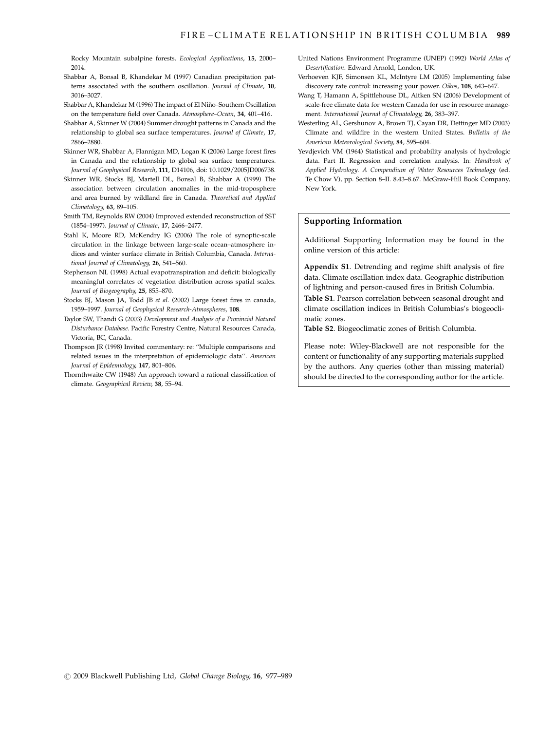Rocky Mountain subalpine forests. *Ecological Applications*, **15**, 2000–2014.

Shabbar A, Bonsal B, Khandekar M (1997) Canadian precipitation patterns associated with the southern oscillation. *Journal of Climate*, **10**, 3016–3027.

Shabbar A, Khandekar M (1996) The impact of El Niño–Southern Oscillation on the temperature field over Canada. *Atmosphere–Ocean*, **34**, 401–416.

Shabbar A, Skinner W (2004) Summer drought patterns in Canada and the relationship to global sea surface temperatures. *Journal of Climate*, **17**, 2866–2880.

Skinner WR, Shabbar A, Flannigan MD, Logan K (2006) Large forest fires in Canada and the relationship to global sea surface temperatures. *Journal of Geophysical Research*, **111**, D14106, doi: 10.1029/2005JD006738.

Skinner WR, Stocks BJ, Martell DL, Bonsal B, Shabbar A (1999) The association between circulation anomalies in the mid-troposphere and area burned by wildland fire in Canada. *Theoretical and Applied Climatology*, **63**, 89–105.

Smith TM, Reynolds RW (2004) Improved extended reconstruction of SST (1854–1997). *Journal of Climate*, **17**, 2466–2477.

Stahl K, Moore RD, McKendry IG (2006) The role of synoptic-scale circulation in the linkage between large-scale ocean–atmosphere indices and winter surface climate in British Columbia, Canada. *International Journal of Climatology*, **26**, 541–560.

Stephenson NL (1998) Actual evapotranspiration and deficit: biologically meaningful correlates of vegetation distribution across spatial scales. *Journal of Biogeography*, **25**, 855–870.

Stocks BJ, Mason JA, Todd JB *et al*. (2002) Large forest fires in canada, 1959–1997. *Journal of Geophysical Research-Atmospheres*, **108**.

Taylor SW, Thandi G (2003) *Development and Analysis of a Provincial Natural Disturbance Database*. Pacific Forestry Centre, Natural Resources Canada, Victoria, BC, Canada.

Thompson JR (1998) Invited commentary: re: ''Multiple comparisons and related issues in the interpretation of epidemiologic data''. *American Journal of Epidemiology*, **147**, 801–806.

Thornthwaite CW (1948) An approach toward a rational classification of climate. *Geographical Review*, **38**, 55–94.

United Nations Environment Programme (UNEP) (1992) *World Atlas of Desertification*. Edward Arnold, London, UK.

Verhoeven KJF, Simonsen KL, McIntyre LM (2005) Implementing false discovery rate control: increasing your power. *Oikos*, **108**, 643–647.

Wang T, Hamann A, Spittlehouse DL, Aitken SN (2006) Development of scale-free climate data for western Canada for use in resource management. *International Journal of Climatology*, **26**, 383–397.

Westerling AL, Gershunov A, Brown TJ, Cayan DR, Dettinger MD (2003) Climate and wildfire in the western United States. *Bulletin of the American Meteorological Society*, **84**, 595–604.

Yevdjevich VM (1964) Statistical and probability analysis of hydrologic data. Part II. Regression and correlation analysis. In: *Handbook of Applied Hydrology. A Compendium of Water Resources Technology* (ed. Te Chow V), pp. Section 8–II. 8.43–8.67. McGraw-Hill Book Company, New York.

## Supporting Information

Additional Supporting Information may be found in the online version of this article:

**Appendix S1**. Detrending and regime shift analysis of fire data. Climate oscillation index data. Geographic distribution of lightning and person-caused fires in British Columbia.

**Table S1**. Pearson correlation between seasonal drought and climate oscillation indices in British Columbias's biogeoclimatic zones.

**Table S2**. Biogeoclimatic zones of British Columbia.

Please note: Wiley-Blackwell are not responsible for the content or functionality of any supporting materials supplied by the authors. Any queries (other than missing material) should be directed to the corresponding author for the article.